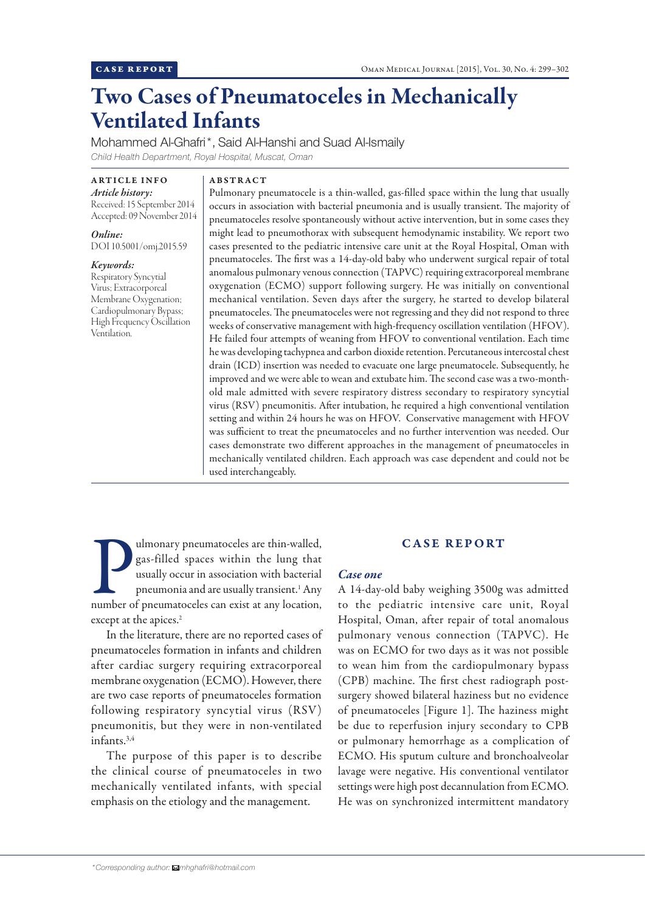CASE REPORT

# Two Cases of Pneumatoceles in Mechanically Ventilated Infants

Mohammed Al-Ghafri*, Said Al-Hanshi and Suad Al-Ismaily

*Child Health Department, Royal Hospital, Muscat, Oman*

**ARTICLE INFO**

***Article history:***
Received: 15 September 2014
Accepted: 09 November 2014

***Online:***
DOI 10.5001/omj.2015.59

***Keywords:***
Respiratory Syncytial Virus; Extracorporeal Membrane Oxygenation; Cardiopulmonary Bypass; High Frequency Oscillation Ventilation.

**ABSTRACT**

Pulmonary pneumatocele is a thin-walled, gas-filled space within the lung that usually occurs in association with bacterial pneumonia and is usually transient. The majority of pneumatoceles resolve spontaneously without active intervention, but in some cases they might lead to pneumothorax with subsequent hemodynamic instability. We report two cases presented to the pediatric intensive care unit at the Royal Hospital, Oman with pneumatoceles. The first was a 14-day-old baby who underwent surgical repair of total anomalous pulmonary venous connection (TAPVC) requiring extracorporeal membrane oxygenation (ECMO) support following surgery. He was initially on conventional mechanical ventilation. Seven days after the surgery, he started to develop bilateral pneumatoceles. The pneumatoceles were not regressing and they did not respond to three weeks of conservative management with high-frequency oscillation ventilation (HFOV). He failed four attempts of weaning from HFOV to conventional ventilation. Each time he was developing tachypnea and carbon dioxide retention. Percutaneous intercostal chest drain (ICD) insertion was needed to evacuate one large pneumatocele. Subsequently, he improved and we were able to wean and extubate him. The second case was a two-month-old male admitted with severe respiratory distress secondary to respiratory syncytial virus (RSV) pneumonitis. After intubation, he required a high conventional ventilation setting and within 24 hours he was on HFOV. Conservative management with HFOV was sufficient to treat the pneumatoceles and no further intervention was needed. Our cases demonstrate two different approaches in the management of pneumatoceles in mechanically ventilated children. Each approach was case dependent and could not be used interchangeably.

Pulmonary pneumatoceles are thin-walled, gas-filled spaces within the lung that usually occur in association with bacterial pneumonia and are usually transient.[1] Any number of pneumatoceles can exist at any location, except at the apices.[2]

In the literature, there are no reported cases of pneumatoceles formation in infants and children after cardiac surgery requiring extracorporeal membrane oxygenation (ECMO). However, there are two case reports of pneumatoceles formation following respiratory syncytial virus (RSV) pneumonitis, but they were in non-ventilated infants.[3,4]

The purpose of this paper is to describe the clinical course of pneumatoceles in two mechanically ventilated infants, with special emphasis on the etiology and the management.

## CASE REPORT

### *Case one*

A 14-day-old baby weighing 3500g was admitted to the pediatric intensive care unit, Royal Hospital, Oman, after repair of total anomalous pulmonary venous connection (TAPVC). He was on ECMO for two days as it was not possible to wean him from the cardiopulmonary bypass (CPB) machine. The first chest radiograph post-surgery showed bilateral haziness but no evidence of pneumatoceles [Figure 1]. The haziness might be due to reperfusion injury secondary to CPB or pulmonary hemorrhage as a complication of ECMO. His sputum culture and bronchoalveolar lavage were negative. His conventional ventilator settings were high post decannulation from ECMO. He was on synchronized intermittent mandatory

*Corresponding author: mhghafri@hotmail.com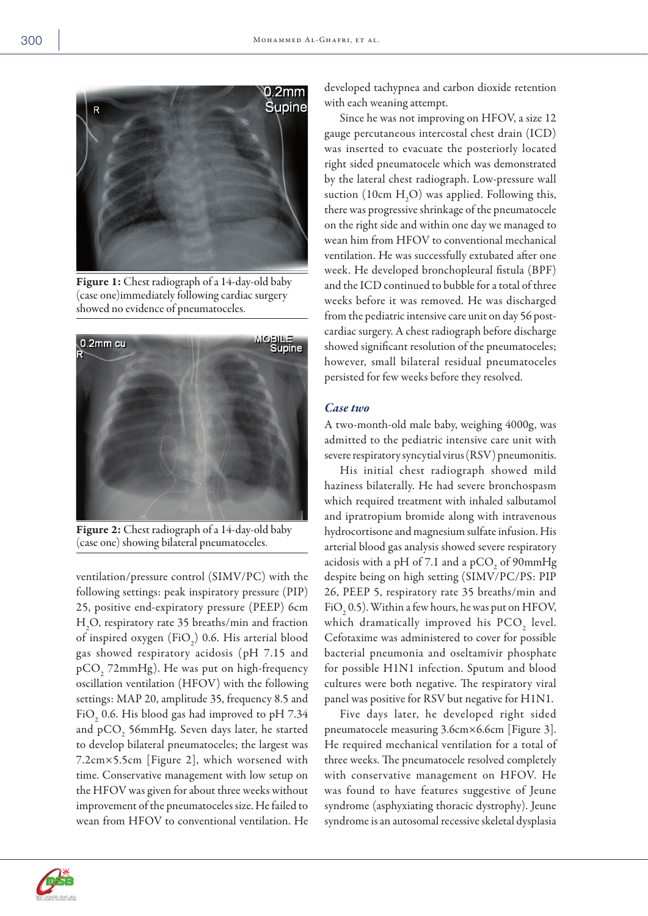Figure 1: Chest radiograph of a 14-day-old baby (case one) immediately following cardiac surgery showed no evidence of pneumatoceles.

Figure 2: Chest radiograph of a 14-day-old baby (case one) showing bilateral pneumatoceles.

ventilation/pressure control (SIMV/PC) with the following settings: peak inspiratory pressure (PIP) 25, positive end-expiratory pressure (PEEP) 6cm $H_2O$, respiratory rate 35 breaths/min and fraction of inspired oxygen ($FiO_2$) 0.6. His arterial blood gas showed respiratory acidosis (pH 7.15 and $pCO_2$ 72mmHg). He was put on high-frequency oscillation ventilation (HFOV) with the following settings: MAP 20, amplitude 35, frequency 8.5 and $FiO_2$ 0.6. His blood gas had improved to pH 7.34 and $pCO_2$ 56mmHg. Seven days later, he started to develop bilateral pneumatoceles; the largest was 7.2cm×5.5cm [Figure 2], which worsened with time. Conservative management with low setup on the HFOV was given for about three weeks without improvement of the pneumatoceles size. He failed to wean from HFOV to conventional ventilation. He developed tachypnea and carbon dioxide retention with each weaning attempt.

Since he was not improving on HFOV, a size 12 gauge percutaneous intercostal chest drain (ICD) was inserted to evacuate the posteriorly located right sided pneumatocele which was demonstrated by the lateral chest radiograph. Low-pressure wall suction (10cm $H_2O$) was applied. Following this, there was progressive shrinkage of the pneumatocele on the right side and within one day we managed to wean him from HFOV to conventional mechanical ventilation. He was successfully extubated after one week. He developed bronchopleural fistula (BPF) and the ICD continued to bubble for a total of three weeks before it was removed. He was discharged from the pediatric intensive care unit on day 56 post-cardiac surgery. A chest radiograph before discharge showed significant resolution of the pneumatoceles; however, small bilateral residual pneumatoceles persisted for few weeks before they resolved.

### *Case two*

A two-month-old male baby, weighing 4000g, was admitted to the pediatric intensive care unit with severe respiratory syncytial virus (RSV) pneumonitis.

His initial chest radiograph showed mild haziness bilaterally. He had severe bronchospasm which required treatment with inhaled salbutamol and ipratropium bromide along with intravenous hydrocortisone and magnesium sulfate infusion. His arterial blood gas analysis showed severe respiratory acidosis with a pH of 7.1 and a $pCO_2$ of 90mmHg despite being on high setting (SIMV/PC/PS: PIP 26, PEEP 5, respiratory rate 35 breaths/min and $FiO_2$ 0.5). Within a few hours, he was put on HFOV, which dramatically improved his $PCO_2$ level. Cefotaxime was administered to cover for possible bacterial pneumonia and oseltamivir phosphate for possible H1N1 infection. Sputum and blood cultures were both negative. The respiratory viral panel was positive for RSV but negative for H1N1.

Five days later, he developed right sided pneumatocele measuring 3.6cm×6.6cm [Figure 3]. He required mechanical ventilation for a total of three weeks. The pneumatocele resolved completely with conservative management on HFOV. He was found to have features suggestive of Jeune syndrome (asphyxiating thoracic dystrophy). Jeune syndrome is an autosomal recessive skeletal dysplasia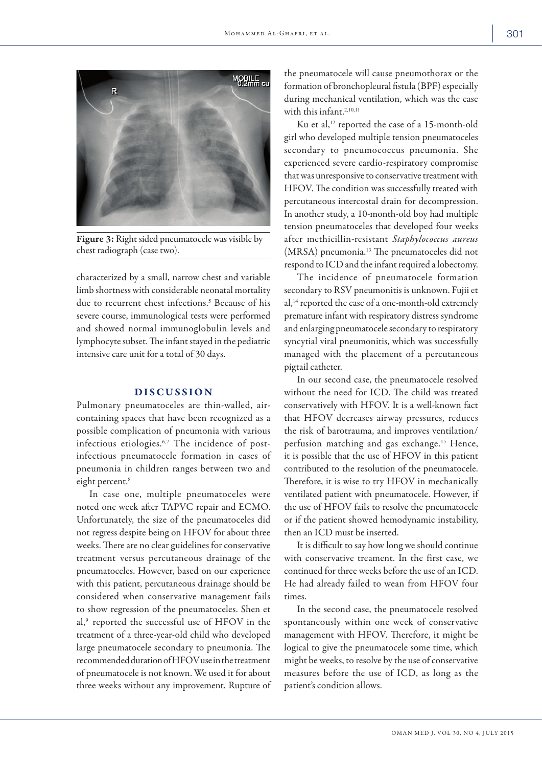Figure 3: Right sided pneumatocele was visible by chest radiograph (case two).

characterized by a small, narrow chest and variable limb shortness with considerable neonatal mortality due to recurrent chest infections.[5] Because of his severe course, immunological tests were performed and showed normal immunoglobulin levels and lymphocyte subset. The infant stayed in the pediatric intensive care unit for a total of 30 days.

## DISCUSSION

Pulmonary pneumatoceles are thin-walled, air-containing spaces that have been recognized as a possible complication of pneumonia with various infectious etiologies.[6,7] The incidence of post-infectious pneumatocele formation in cases of pneumonia in children ranges between two and eight percent.[8]

In case one, multiple pneumatoceles were noted one week after TAPVC repair and ECMO. Unfortunately, the size of the pneumatoceles did not regress despite being on HFOV for about three weeks. There are no clear guidelines for conservative treatment versus percutaneous drainage of the pneumatoceles. However, based on our experience with this patient, percutaneous drainage should be considered when conservative management fails to show regression of the pneumatoceles. Shen et al,[9] reported the successful use of HFOV in the treatment of a three-year-old child who developed large pneumatocele secondary to pneumonia. The recommended duration of HFOV use in the treatment of pneumatocele is not known. We used it for about three weeks without any improvement. Rupture of the pneumatocele will cause pneumothorax or the formation of bronchopleural fistula (BPF) especially during mechanical ventilation, which was the case with this infant.[2,10,11]

Ku et al,[12] reported the case of a 15-month-old girl who developed multiple tension pneumatoceles secondary to pneumococcus pneumonia. She experienced severe cardio-respiratory compromise that was unresponsive to conservative treatment with HFOV. The condition was successfully treated with percutaneous intercostal drain for decompression. In another study, a 10-month-old boy had multiple tension pneumatoceles that developed four weeks after methicillin-resistant *Staphylococcus aureus* (MRSA) pneumonia.[13] The pneumatoceles did not respond to ICD and the infant required a lobectomy.

The incidence of pneumatocele formation secondary to RSV pneumonitis is unknown. Fujii et al,[14] reported the case of a one-month-old extremely premature infant with respiratory distress syndrome and enlarging pneumatocele secondary to respiratory syncytial viral pneumonitis, which was successfully managed with the placement of a percutaneous pigtail catheter.

In our second case, the pneumatocele resolved without the need for ICD. The child was treated conservatively with HFOV. It is a well-known fact that HFOV decreases airway pressures, reduces the risk of barotrauma, and improves ventilation/perfusion matching and gas exchange.[15] Hence, it is possible that the use of HFOV in this patient contributed to the resolution of the pneumatocele. Therefore, it is wise to try HFOV in mechanically ventilated patient with pneumatocele. However, if the use of HFOV fails to resolve the pneumatocele or if the patient showed hemodynamic instability, then an ICD must be inserted.

It is difficult to say how long we should continue with conservative treament. In the first case, we continued for three weeks before the use of an ICD. He had already failed to wean from HFOV four times.

In the second case, the pneumatocele resolved spontaneously within one week of conservative management with HFOV. Therefore, it might be logical to give the pneumatocele some time, which might be weeks, to resolve by the use of conservative measures before the use of ICD, as long as the patient's condition allows.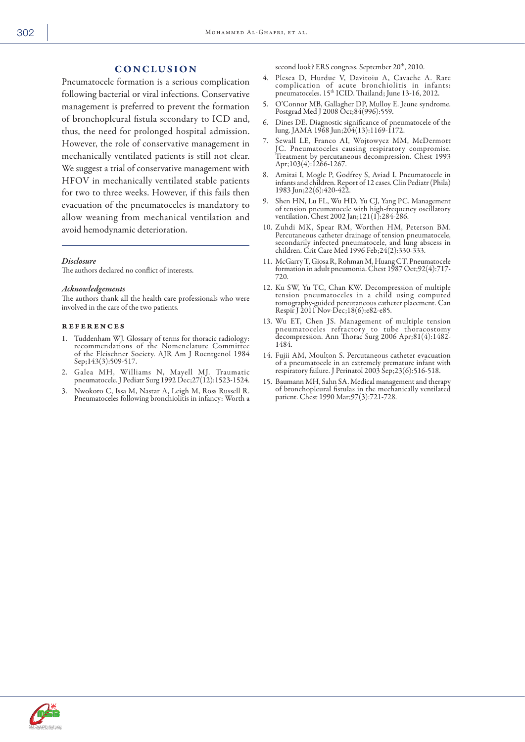## CONCLUSION

Pneumatocele formation is a serious complication following bacterial or viral infections. Conservative management is preferred to prevent the formation of bronchopleural fistula secondary to ICD and, thus, the need for prolonged hospital admission. However, the role of conservative management in mechanically ventilated patients is still not clear. We suggest a trial of conservative management with HFOV in mechanically ventilated stable patients for two to three weeks. However, if this fails then evacuation of the pneumatoceles is mandatory to allow weaning from mechanical ventilation and avoid hemodynamic deterioration.

### *Disclosure*

The authors declared no conflict of interests.

### *Acknowledgements*

The authors thank all the health care professionals who were involved in the care of the two patients.

## REFERENCES

1. Tuddenham WJ. Glossary of terms for thoracic radiology: recommendations of the Nomenclature Committee of the Fleischner Society. AJR Am J Roentgenol 1984 Sep;143(3):509-517.
2. Galea MH, Williams N, Mayell MJ. Traumatic pneumatocele. J Pediatr Surg 1992 Dec;27(12):1523-1524.
3. Nwokoro C, Issa M, Nastar A, Leigh M, Ross Russell R. Pneumatoceles following bronchiolitis in infancy: Worth a second look? ERS congress. September 20th, 2010.
4. Plesca D, Hurduc V, Davitoiu A, Cavache A. Rare complication of acute bronchiolitis in infants: pneumatoceles. 15th ICID. Thailand; June 13-16, 2012.
5. O'Connor MB, Gallagher DP, Mulloy E. Jeune syndrome. Postgrad Med J 2008 Oct;84(996):559.
6. Dines DE. Diagnostic significance of pneumatocele of the lung. JAMA 1968 Jun;204(13):1169-1172.
7. Sewall LE, Franco AI, Wojtowycz MM, McDermott JC. Pneumatoceles causing respiratory compromise. Treatment by percutaneous decompression. Chest 1993 Apr;103(4):1266-1267.
8. Amitai I, Mogle P, Godfrey S, Aviad I. Pneumatocele in infants and children. Report of 12 cases. Clin Pediatr (Phila) 1983 Jun;22(6):420-422.
9. Shen HN, Lu FL, Wu HD, Yu CJ, Yang PC. Management of tension pneumatocele with high-frequency oscillatory ventilation. Chest 2002 Jan;121(1):284-286.
10. Zuhdi MK, Spear RM, Worthen HM, Peterson BM. Percutaneous catheter drainage of tension pneumatocele, secondarily infected pneumatocele, and lung abscess in children. Crit Care Med 1996 Feb;24(2):330-333.
11. McGarry T, Giosa R, Rohman M, Huang CT. Pneumatocele formation in adult pneumonia. Chest 1987 Oct;92(4):717-720.
12. Ku SW, Yu TC, Chan KW. Decompression of multiple tension pneumatoceles in a child using computed tomography-guided percutaneous catheter placement. Can Respir J 2011 Nov-Dec;18(6):e82-e85.
13. Wu ET, Chen JS. Management of multiple tension pneumatoceles refractory to tube thoracostomy decompression. Ann Thorac Surg 2006 Apr;81(4):1482-1484.
14. Fujii AM, Moulton S. Percutaneous catheter evacuation of a pneumatocele in an extremely premature infant with respiratory failure. J Perinatol 2003 Sep;23(6):516-518.
15. Baumann MH, Sahn SA. Medical management and therapy of bronchopleural fistulas in the mechanically ventilated patient. Chest 1990 Mar;97(3):721-728.